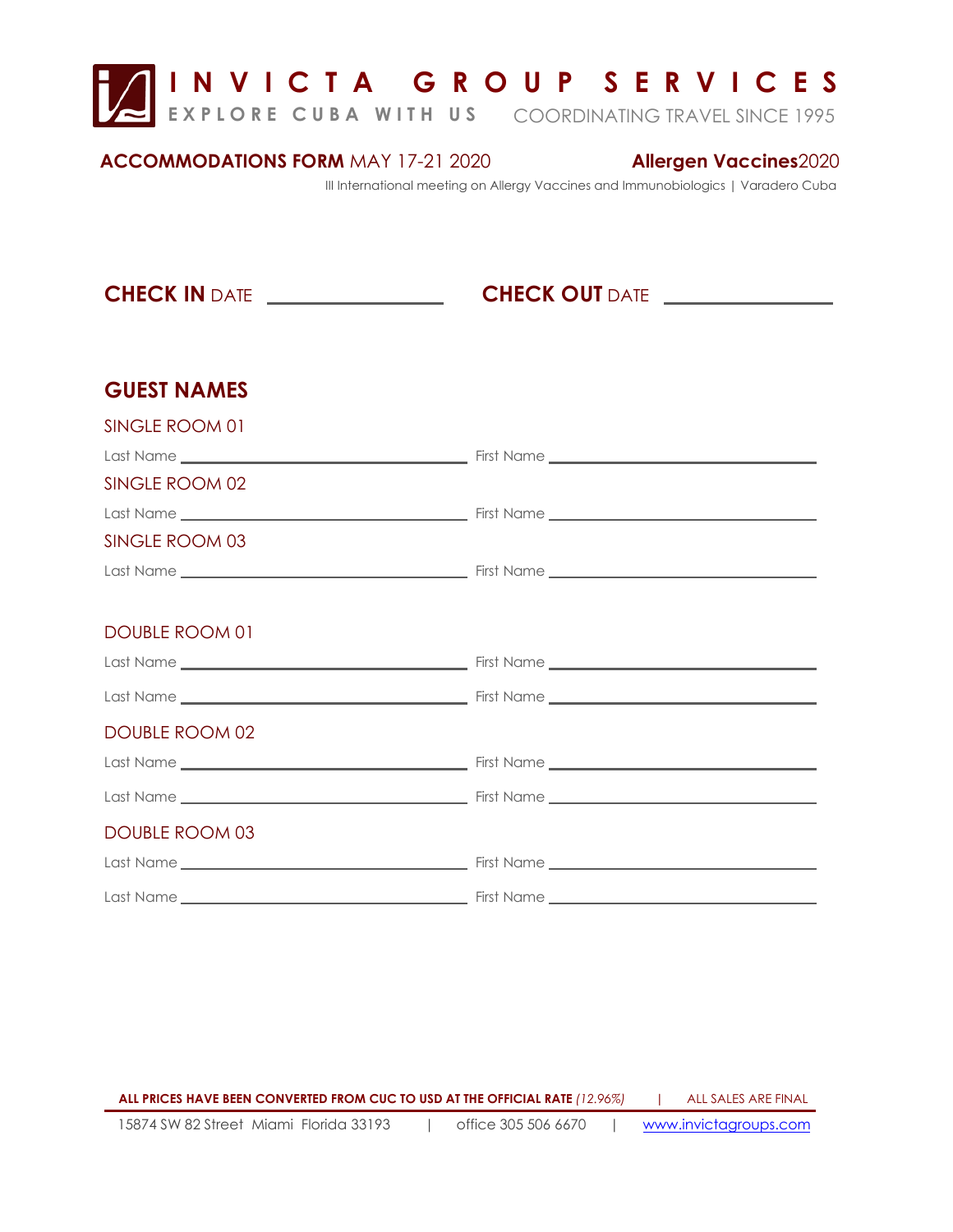# INVICTA GROUP SERVICES

**EXPLORE CUBA WITH US** COORDINATING TRAVEL SINCE 1995

**ACCOMMODATIONS FORM** MAY 17-21 2020 **Allergen Vaccines**2020

III International meeting on Allergy Vaccines and Immunobiologics | Varadero Cuba

**CHECK IN** DATE ________________ **CHECK OUT** DATE ________________

## GUEST NAMES

SINGLE ROOM 01

Last Name ______________________ First Name ______________________

SINGLE ROOM 02

Last Name ______________________ First Name ______________________

SINGLE ROOM 03

Last Name ______________________ First Name ______________________

DOUBLE ROOM 01

Last Name ______________________ First Name ______________________

Last Name ______________________ First Name ______________________

DOUBLE ROOM 02

Last Name ______________________ First Name ______________________

Last Name ______________________ First Name ______________________

DOUBLE ROOM 03

Last Name ______________________ First Name ______________________

Last Name ______________________ First Name ______________________

**ALL PRICES HAVE BEEN CONVERTED FROM CUC TO USD AT THE OFFICIAL RATE** *(12.96%)* | ALL SALES ARE FINAL

15874 SW 82 Street Miami Florida 33193 | office 305 506 6670 | www.invictagroups.com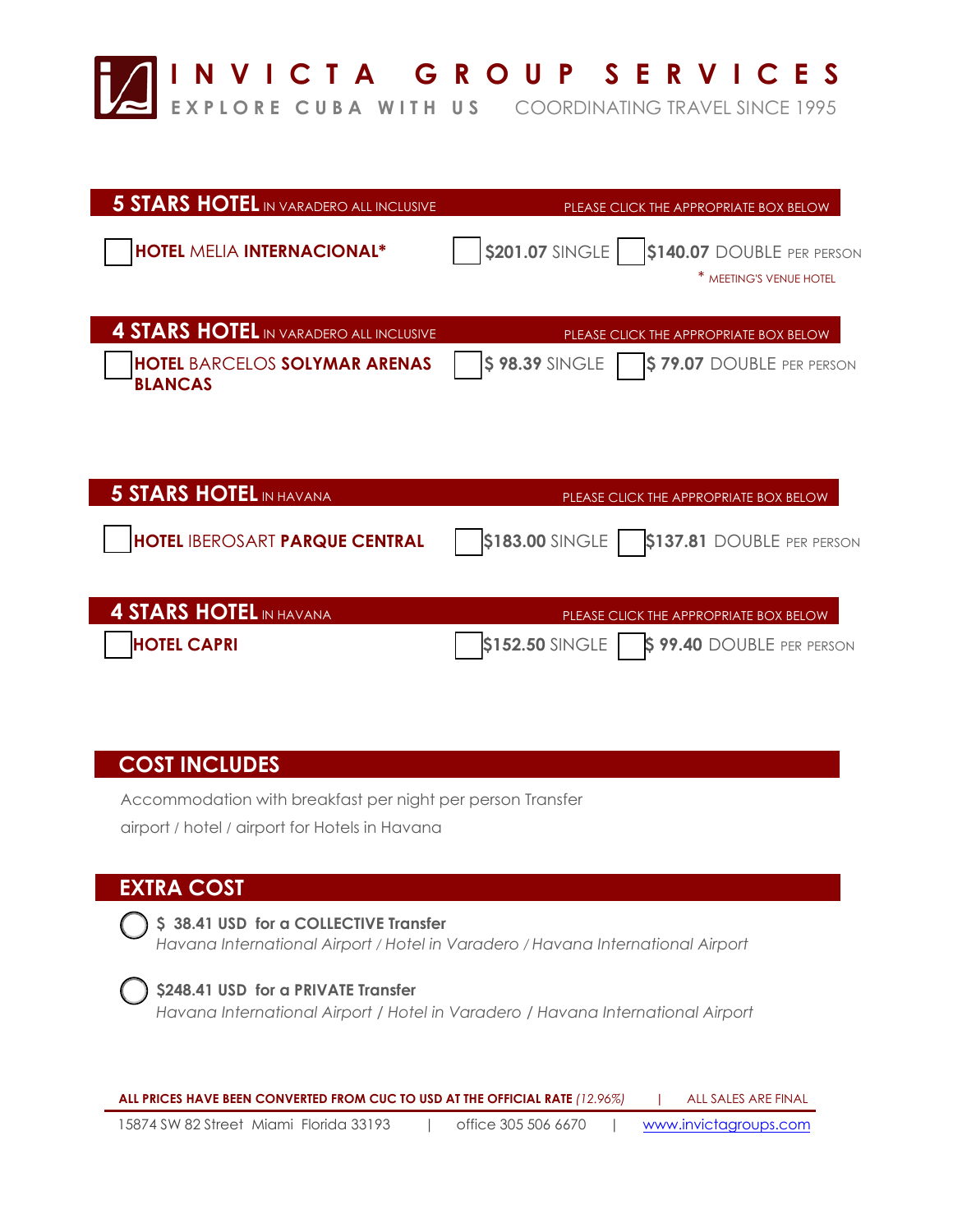**INVICTA GROUP SERVICES**

EXPLORE CUBA WITH US COORDINATING TRAVEL SINCE 1995

## 5 STARS HOTEL IN VARADERO ALL INCLUSIVE

PLEASE CLICK THE APPROPRIATE BOX BELOW

☐ **HOTEL** MELIA **INTERNACIONAL*** ☐ **$201.07** SINGLE ☐ **$140.07** DOUBLE PER PERSON

\* MEETING'S VENUE HOTEL

## 4 STARS HOTEL IN VARADERO ALL INCLUSIVE

PLEASE CLICK THE APPROPRIATE BOX BELOW

☐ **HOTEL** BARCELOS **SOLYMAR ARENAS BLANCAS** ☐ **$ 98.39** SINGLE ☐ **$ 79.07** DOUBLE PER PERSON

## 5 STARS HOTEL IN HAVANA

PLEASE CLICK THE APPROPRIATE BOX BELOW

☐ **HOTEL** IBEROSART **PARQUE CENTRAL** ☐ **$183.00** SINGLE ☐ **$137.81** DOUBLE PER PERSON

## 4 STARS HOTEL IN HAVANA

PLEASE CLICK THE APPROPRIATE BOX BELOW

☐ **HOTEL CAPRI** ☐ **$152.50** SINGLE ☐ **$ 99.40** DOUBLE PER PERSON

## COST INCLUDES

Accommodation with breakfast per night per person Transfer airport / hotel / airport for Hotels in Havana

## EXTRA COST

○ **$ 38.41 USD for a COLLECTIVE Transfer**
*Havana International Airport / Hotel in Varadero / Havana International Airport*

○ **$248.41 USD for a PRIVATE Transfer**
*Havana International Airport / Hotel in Varadero / Havana International Airport*

**ALL PRICES HAVE BEEN CONVERTED FROM CUC TO USD AT THE OFFICIAL RATE** *(12.96%)* | ALL SALES ARE FINAL

15874 SW 82 Street Miami Florida 33193 | office 305 506 6670 | www.invictagroups.com